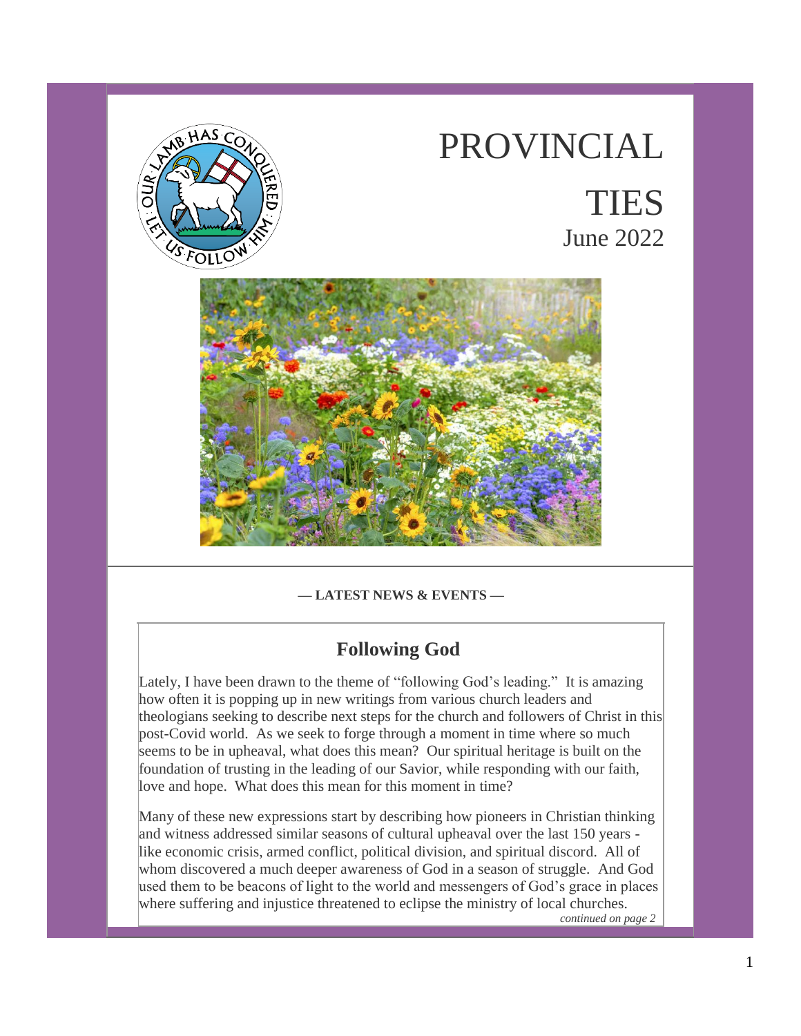# PROVINCIAL TIES

June 2022

— **LATEST NEWS & EVENTS** —

## Following God

Lately, I have been drawn to the theme of "following God's leading." It is amazing how often it is popping up in new writings from various church leaders and theologians seeking to describe next steps for the church and followers of Christ in this post-Covid world. As we seek to forge through a moment in time where so much seems to be in upheaval, what does this mean? Our spiritual heritage is built on the foundation of trusting in the leading of our Savior, while responding with our faith, love and hope. What does this mean for this moment in time?

Many of these new expressions start by describing how pioneers in Christian thinking and witness addressed similar seasons of cultural upheaval over the last 150 years - like economic crisis, armed conflict, political division, and spiritual discord. All of whom discovered a much deeper awareness of God in a season of struggle. And God used them to be beacons of light to the world and messengers of God's grace in places where suffering and injustice threatened to eclipse the ministry of local churches.

*continued on page 2*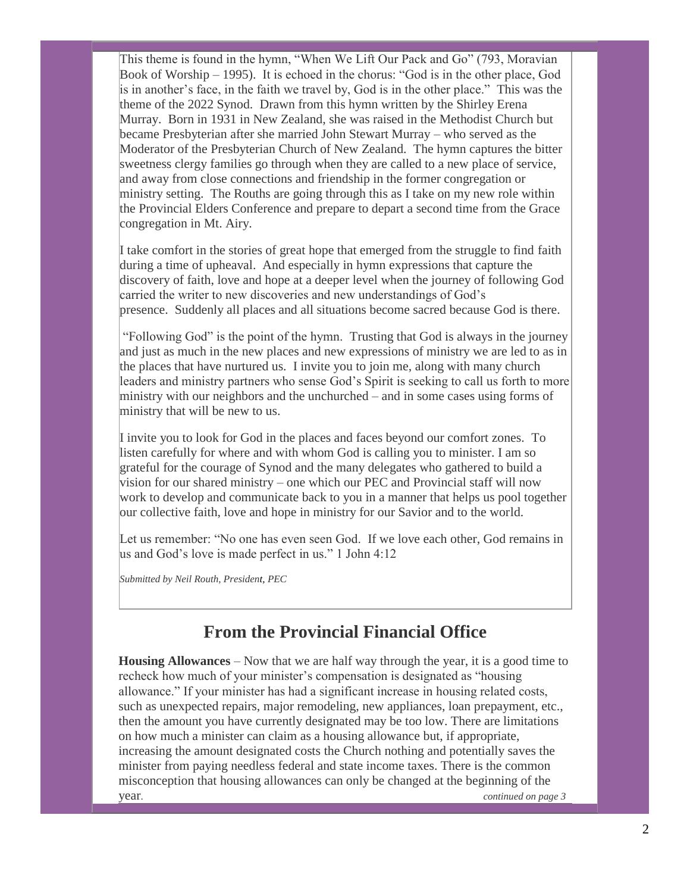This theme is found in the hymn, "When We Lift Our Pack and Go" (793, Moravian Book of Worship – 1995). It is echoed in the chorus: "God is in the other place, God is in another's face, in the faith we travel by, God is in the other place." This was the theme of the 2022 Synod. Drawn from this hymn written by the Shirley Erena Murray. Born in 1931 in New Zealand, she was raised in the Methodist Church but became Presbyterian after she married John Stewart Murray – who served as the Moderator of the Presbyterian Church of New Zealand. The hymn captures the bitter sweetness clergy families go through when they are called to a new place of service, and away from close connections and friendship in the former congregation or ministry setting. The Rouths are going through this as I take on my new role within the Provincial Elders Conference and prepare to depart a second time from the Grace congregation in Mt. Airy.

I take comfort in the stories of great hope that emerged from the struggle to find faith during a time of upheaval. And especially in hymn expressions that capture the discovery of faith, love and hope at a deeper level when the journey of following God carried the writer to new discoveries and new understandings of God's presence. Suddenly all places and all situations become sacred because God is there.

"Following God" is the point of the hymn. Trusting that God is always in the journey and just as much in the new places and new expressions of ministry we are led to as in the places that have nurtured us. I invite you to join me, along with many church leaders and ministry partners who sense God's Spirit is seeking to call us forth to more ministry with our neighbors and the unchurched – and in some cases using forms of ministry that will be new to us.

I invite you to look for God in the places and faces beyond our comfort zones. To listen carefully for where and with whom God is calling you to minister. I am so grateful for the courage of Synod and the many delegates who gathered to build a vision for our shared ministry – one which our PEC and Provincial staff will now work to develop and communicate back to you in a manner that helps us pool together our collective faith, love and hope in ministry for our Savior and to the world.

Let us remember: "No one has even seen God. If we love each other, God remains in us and God's love is made perfect in us." 1 John 4:12

*Submitted by Neil Routh, President, PEC*

## From the Provincial Financial Office

**Housing Allowances** – Now that we are half way through the year, it is a good time to recheck how much of your minister's compensation is designated as "housing allowance." If your minister has had a significant increase in housing related costs, such as unexpected repairs, major remodeling, new appliances, loan prepayment, etc., then the amount you have currently designated may be too low. There are limitations on how much a minister can claim as a housing allowance but, if appropriate, increasing the amount designated costs the Church nothing and potentially saves the minister from paying needless federal and state income taxes. There is the common misconception that housing allowances can only be changed at the beginning of the year.

*continued on page 3*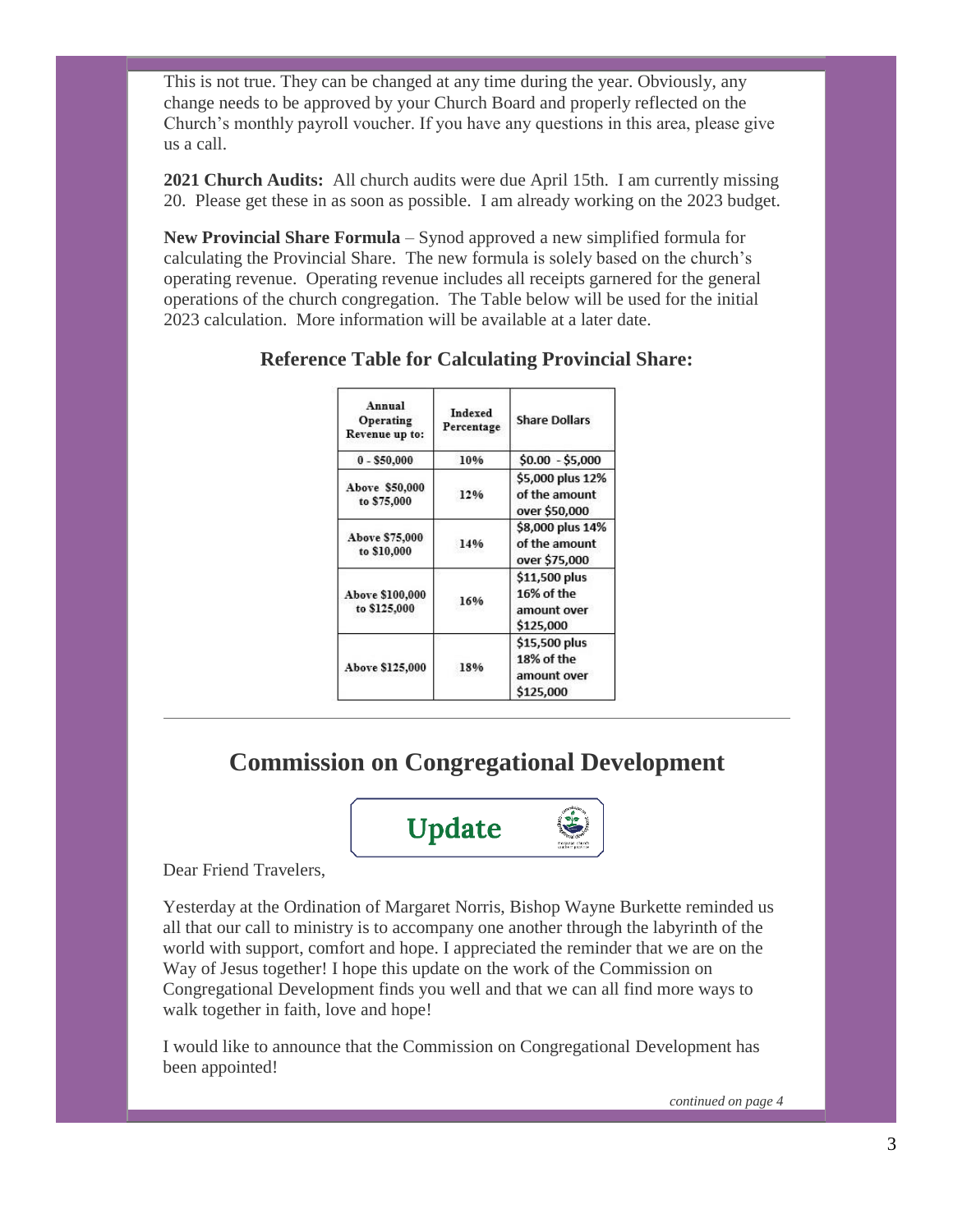This is not true. They can be changed at any time during the year. Obviously, any change needs to be approved by your Church Board and properly reflected on the Church's monthly payroll voucher. If you have any questions in this area, please give us a call.

**2021 Church Audits:** All church audits were due April 15th. I am currently missing 20. Please get these in as soon as possible. I am already working on the 2023 budget.

**New Provincial Share Formula** – Synod approved a new simplified formula for calculating the Provincial Share. The new formula is solely based on the church's operating revenue. Operating revenue includes all receipts garnered for the general operations of the church congregation. The Table below will be used for the initial 2023 calculation. More information will be available at a later date.

### Reference Table for Calculating Provincial Share:

| Annual Operating Revenue up to: | Indexed Percentage | Share Dollars |
|---|---|---|
| 0 - $50,000 | 10% | $0.00 - $5,000 |
| Above $50,000 to $75,000 | 12% | $5,000 plus 12% of the amount over $50,000 |
| Above $75,000 to $10,000 | 14% | $8,000 plus 14% of the amount over $75,000 |
| Above $100,000 to $125,000 | 16% | $11,500 plus 16% of the amount over $125,000 |
| Above $125,000 | 18% | $15,500 plus 18% of the amount over $125,000 |

---

## Commission on Congregational Development

**Update**

Dear Friend Travelers,

Yesterday at the Ordination of Margaret Norris, Bishop Wayne Burkette reminded us all that our call to ministry is to accompany one another through the labyrinth of the world with support, comfort and hope. I appreciated the reminder that we are on the Way of Jesus together! I hope this update on the work of the Commission on Congregational Development finds you well and that we can all find more ways to walk together in faith, love and hope!

I would like to announce that the Commission on Congregational Development has been appointed!

*continued on page 4*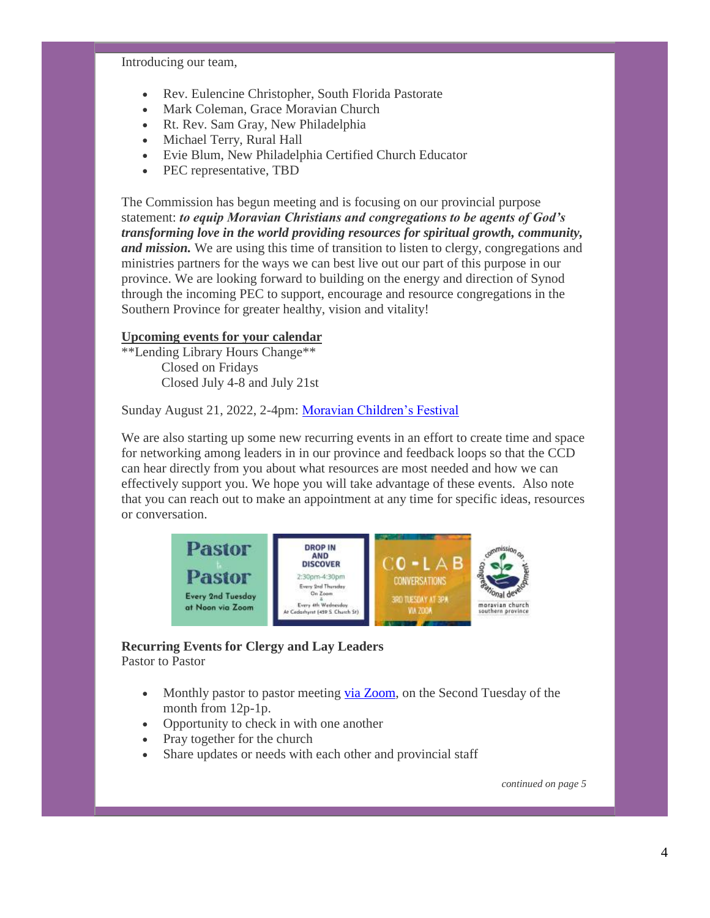Introducing our team,

- Rev. Eulencine Christopher, South Florida Pastorate
- Mark Coleman, Grace Moravian Church
- Rt. Rev. Sam Gray, New Philadelphia
- Michael Terry, Rural Hall
- Evie Blum, New Philadelphia Certified Church Educator
- PEC representative, TBD

The Commission has begun meeting and is focusing on our provincial purpose statement: ***to equip Moravian Christians and congregations to be agents of God's transforming love in the world providing resources for spiritual growth, community, and mission.*** We are using this time of transition to listen to clergy, congregations and ministries partners for the ways we can best live out our part of this purpose in our province. We are looking forward to building on the energy and direction of Synod through the incoming PEC to support, encourage and resource congregations in the Southern Province for greater healthy, vision and vitality!

**Upcoming events for your calendar**

**Lending Library Hours Change**

Closed on Fridays

Closed July 4-8 and July 21st

Sunday August 21, 2022, 2-4pm: Moravian Children's Festival

We are also starting up some new recurring events in an effort to create time and space for networking among leaders in in our province and feedback loops so that the CCD can hear directly from you about what resources are most needed and how we can effectively support you. We hope you will take advantage of these events. Also note that you can reach out to make an appointment at any time for specific ideas, resources or conversation.

Pastor to Pastor — Every 2nd Tuesday at Noon via Zoom

DROP IN AND DISCOVER — 2:30pm-4:30pm — Every 2nd Thursday On Zoom & Every 4th Wednesday At Cedarhyrst (459 S. Church St)

CO-LAB CONVERSATIONS — 3RD TUESDAY AT 3PM VIA ZOOM

commission on congregational development — moravian church southern province

**Recurring Events for Clergy and Lay Leaders**

Pastor to Pastor

- Monthly pastor to pastor meeting via Zoom, on the Second Tuesday of the month from 12p-1p.
- Opportunity to check in with one another
- Pray together for the church
- Share updates or needs with each other and provincial staff

*continued on page 5*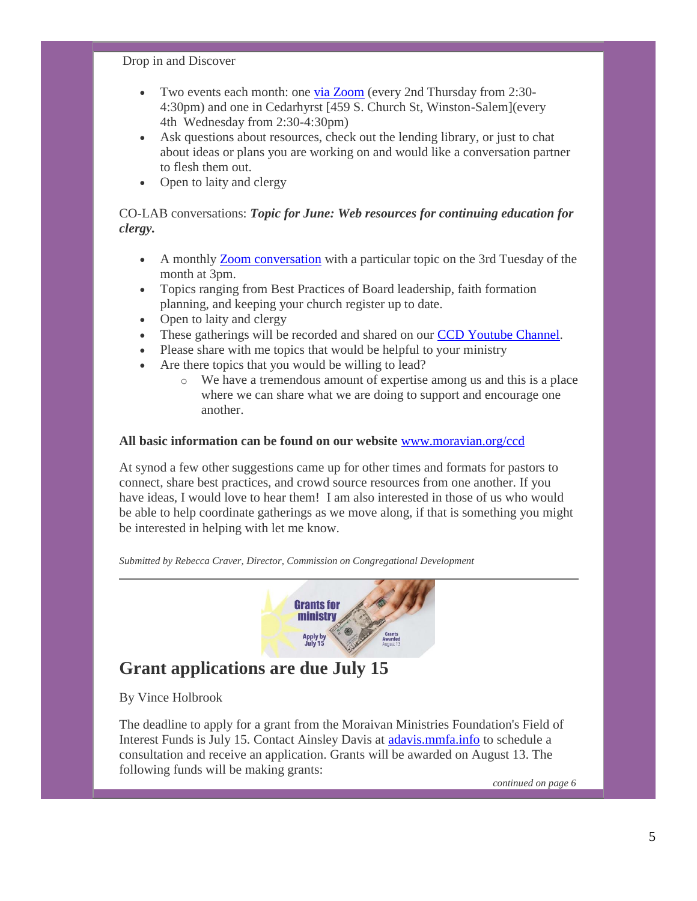Drop in and Discover

- Two events each month: one via Zoom (every 2nd Thursday from 2:30-4:30pm) and one in Cedarhyrst [459 S. Church St, Winston-Salem](every 4th Wednesday from 2:30-4:30pm)
- Ask questions about resources, check out the lending library, or just to chat about ideas or plans you are working on and would like a conversation partner to flesh them out.
- Open to laity and clergy

CO-LAB conversations: ***Topic for June: Web resources for continuing education for clergy.***

- A monthly Zoom conversation with a particular topic on the 3rd Tuesday of the month at 3pm.
- Topics ranging from Best Practices of Board leadership, faith formation planning, and keeping your church register up to date.
- Open to laity and clergy
- These gatherings will be recorded and shared on our CCD Youtube Channel.
- Please share with me topics that would be helpful to your ministry
- Are there topics that you would be willing to lead?
  - We have a tremendous amount of expertise among us and this is a place where we can share what we are doing to support and encourage one another.

**All basic information can be found on our website** www.moravian.org/ccd

At synod a few other suggestions came up for other times and formats for pastors to connect, share best practices, and crowd source resources from one another. If you have ideas, I would love to hear them! I am also interested in those of us who would be able to help coordinate gatherings as we move along, if that is something you might be interested in helping with let me know.

*Submitted by Rebecca Craver, Director, Commission on Congregational Development*

---

## Grant applications are due July 15

By Vince Holbrook

The deadline to apply for a grant from the Moraivan Ministries Foundation's Field of Interest Funds is July 15. Contact Ainsley Davis at adavis.mmfa.info to schedule a consultation and receive an application. Grants will be awarded on August 13. The following funds will be making grants:

*continued on page 6*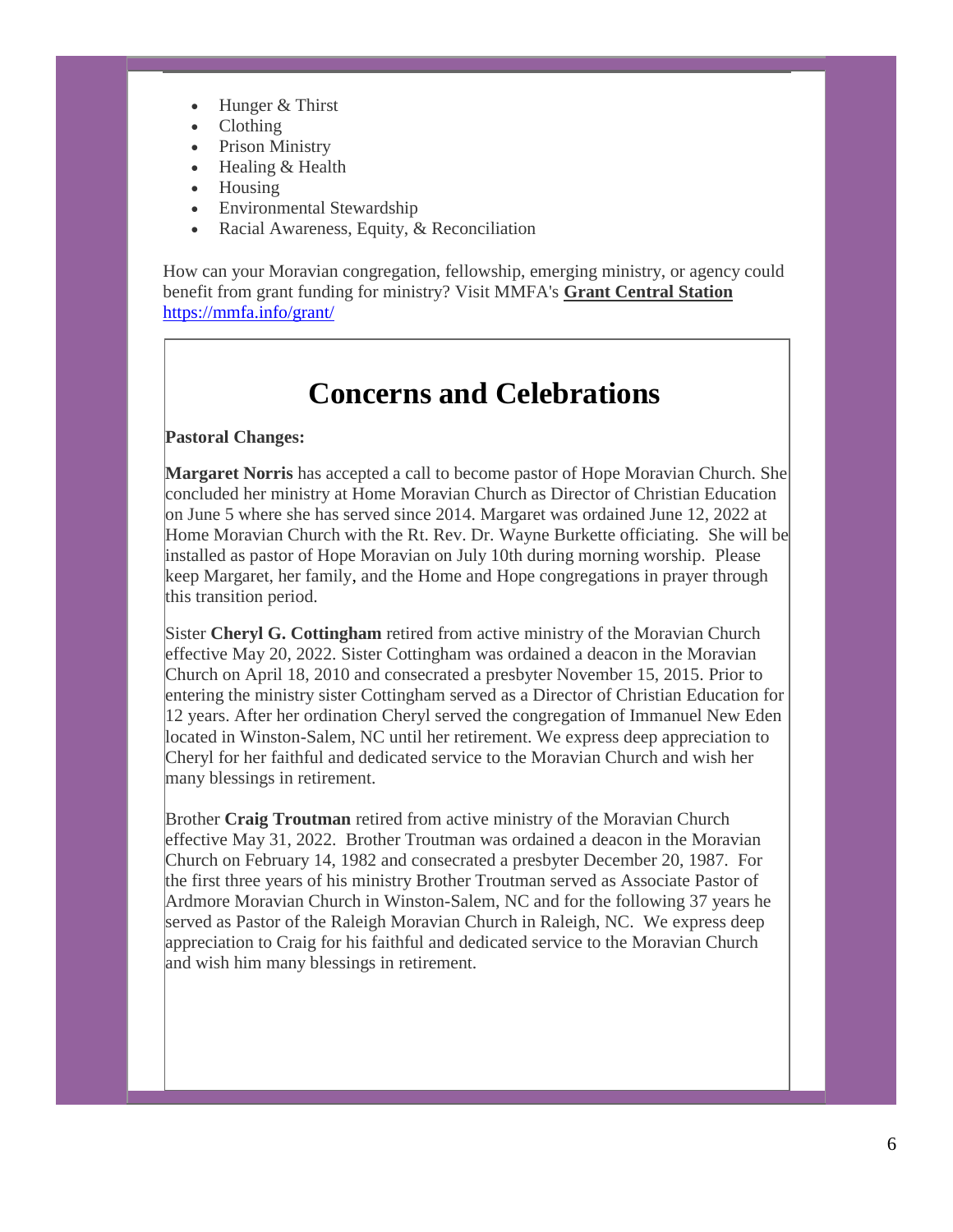- Hunger & Thirst
- Clothing
- Prison Ministry
- Healing & Health
- Housing
- Environmental Stewardship
- Racial Awareness, Equity, & Reconciliation

How can your Moravian congregation, fellowship, emerging ministry, or agency could benefit from grant funding for ministry? Visit MMFA's **Grant Central Station** https://mmfa.info/grant/

# Concerns and Celebrations

**Pastoral Changes:**

**Margaret Norris** has accepted a call to become pastor of Hope Moravian Church. She concluded her ministry at Home Moravian Church as Director of Christian Education on June 5 where she has served since 2014. Margaret was ordained June 12, 2022 at Home Moravian Church with the Rt. Rev. Dr. Wayne Burkette officiating. She will be installed as pastor of Hope Moravian on July 10th during morning worship. Please keep Margaret, her family, and the Home and Hope congregations in prayer through this transition period.

Sister **Cheryl G. Cottingham** retired from active ministry of the Moravian Church effective May 20, 2022. Sister Cottingham was ordained a deacon in the Moravian Church on April 18, 2010 and consecrated a presbyter November 15, 2015. Prior to entering the ministry sister Cottingham served as a Director of Christian Education for 12 years. After her ordination Cheryl served the congregation of Immanuel New Eden located in Winston-Salem, NC until her retirement. We express deep appreciation to Cheryl for her faithful and dedicated service to the Moravian Church and wish her many blessings in retirement.

Brother **Craig Troutman** retired from active ministry of the Moravian Church effective May 31, 2022. Brother Troutman was ordained a deacon in the Moravian Church on February 14, 1982 and consecrated a presbyter December 20, 1987. For the first three years of his ministry Brother Troutman served as Associate Pastor of Ardmore Moravian Church in Winston-Salem, NC and for the following 37 years he served as Pastor of the Raleigh Moravian Church in Raleigh, NC. We express deep appreciation to Craig for his faithful and dedicated service to the Moravian Church and wish him many blessings in retirement.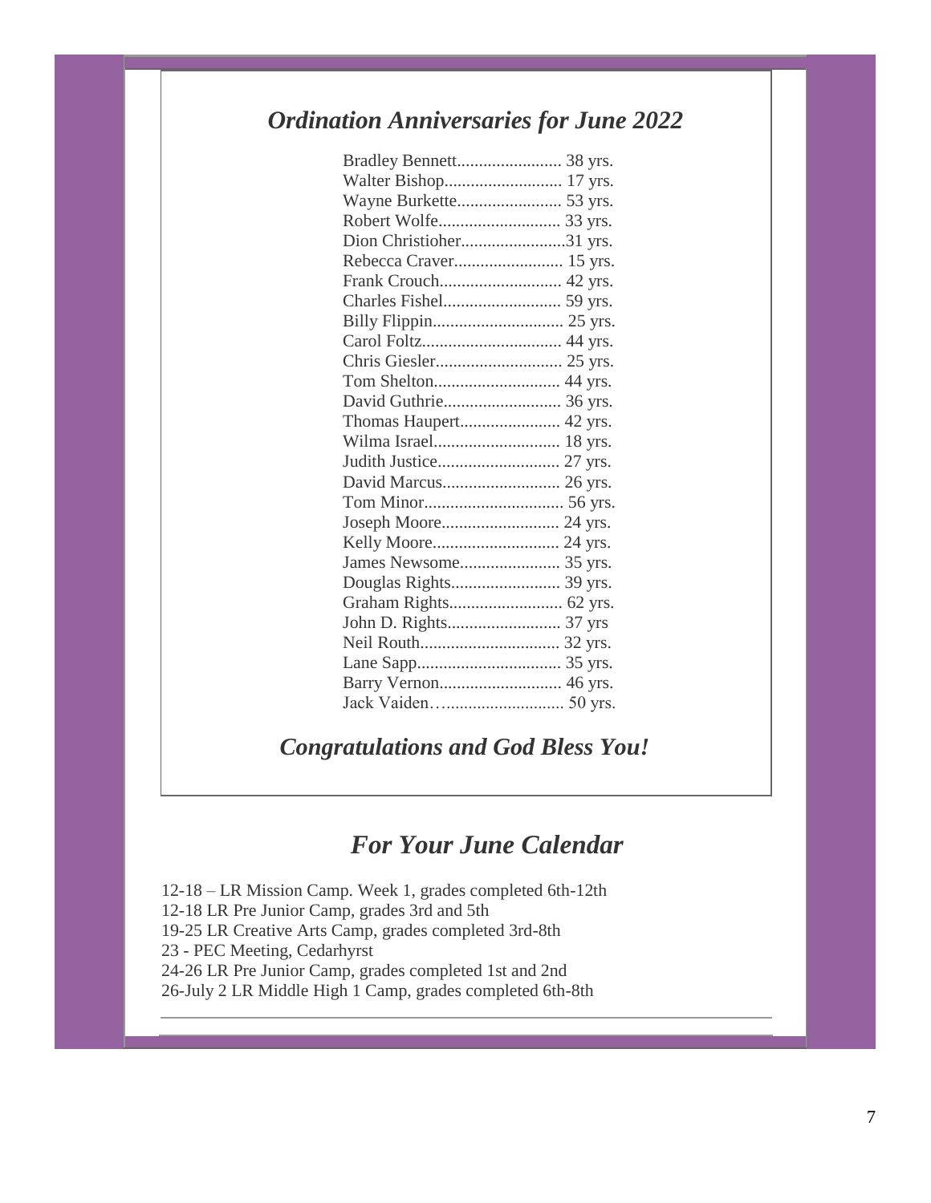## *Ordination Anniversaries for June 2022*

Bradley Bennett........................ 38 yrs.
Walter Bishop........................... 17 yrs.
Wayne Burkette........................ 53 yrs.
Robert Wolfe............................ 33 yrs.
Dion Christioher........................31 yrs.
Rebecca Craver......................... 15 yrs.
Frank Crouch............................ 42 yrs.
Charles Fishel........................... 59 yrs.
Billy Flippin.............................. 25 yrs.
Carol Foltz................................ 44 yrs.
Chris Giesler............................. 25 yrs.
Tom Shelton............................. 44 yrs.
David Guthrie........................... 36 yrs.
Thomas Haupert....................... 42 yrs.
Wilma Israel............................. 18 yrs.
Judith Justice............................ 27 yrs.
David Marcus........................... 26 yrs.
Tom Minor................................ 56 yrs.
Joseph Moore........................... 24 yrs.
Kelly Moore............................. 24 yrs.
James Newsome....................... 35 yrs.
Douglas Rights......................... 39 yrs.
Graham Rights.......................... 62 yrs.
John D. Rights.......................... 37 yrs
Neil Routh................................ 32 yrs.
Lane Sapp................................. 35 yrs.
Barry Vernon............................ 46 yrs.
Jack Vaiden…........................... 50 yrs.

### *Congratulations and God Bless You!*

## *For Your June Calendar*

12-18 – LR Mission Camp. Week 1, grades completed 6th-12th
12-18 LR Pre Junior Camp, grades 3rd and 5th
19-25 LR Creative Arts Camp, grades completed 3rd-8th
23 - PEC Meeting, Cedarhyrst
24-26 LR Pre Junior Camp, grades completed 1st and 2nd
26-July 2 LR Middle High 1 Camp, grades completed 6th-8th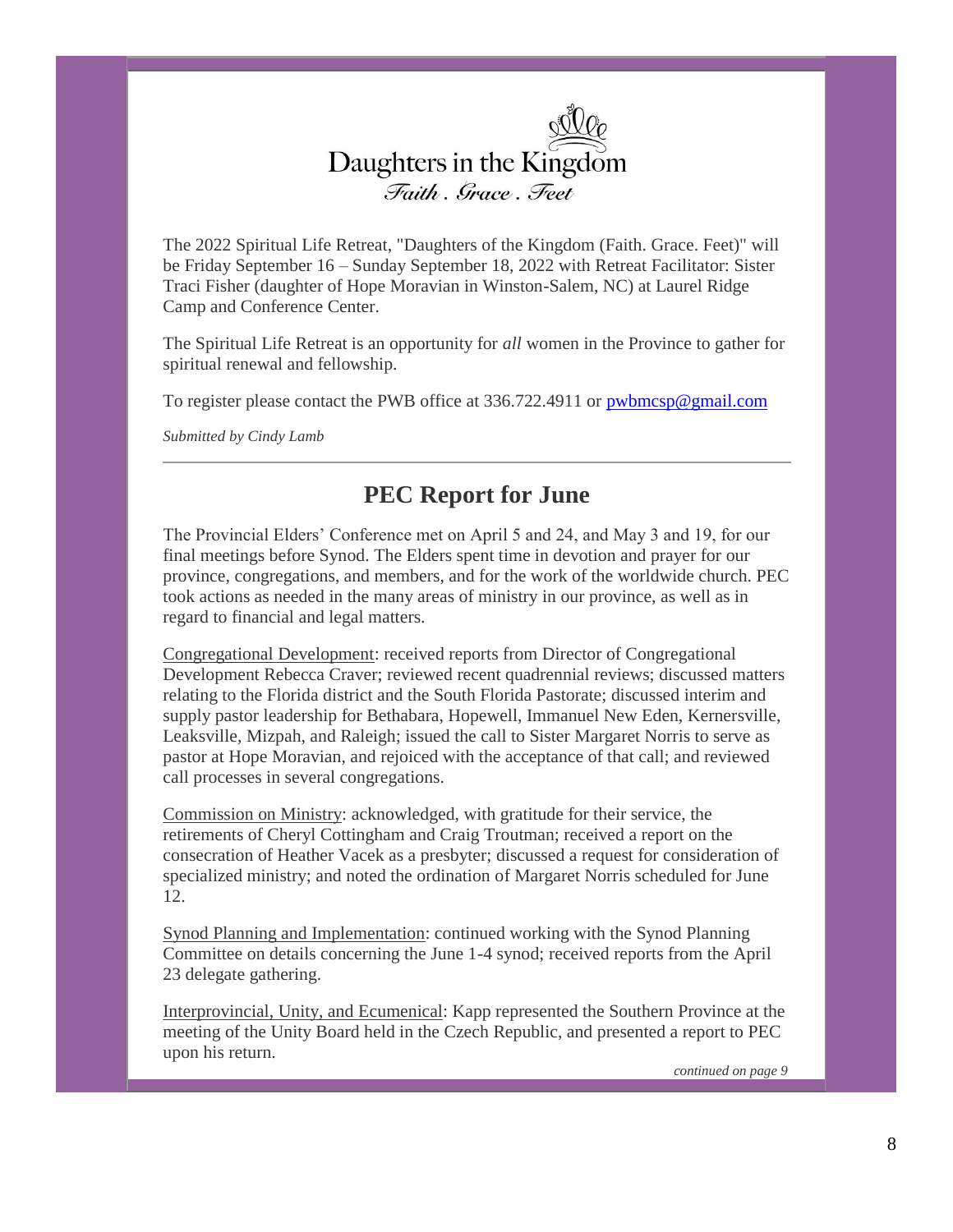Daughters in the Kingdom

*Faith . Grace . Feet*

The 2022 Spiritual Life Retreat, "Daughters of the Kingdom (Faith. Grace. Feet)" will be Friday September 16 – Sunday September 18, 2022 with Retreat Facilitator: Sister Traci Fisher (daughter of Hope Moravian in Winston-Salem, NC) at Laurel Ridge Camp and Conference Center.

The Spiritual Life Retreat is an opportunity for *all* women in the Province to gather for spiritual renewal and fellowship.

To register please contact the PWB office at 336.722.4911 or pwbmcsp@gmail.com

*Submitted by Cindy Lamb*

---

## PEC Report for June

The Provincial Elders' Conference met on April 5 and 24, and May 3 and 19, for our final meetings before Synod. The Elders spent time in devotion and prayer for our province, congregations, and members, and for the work of the worldwide church. PEC took actions as needed in the many areas of ministry in our province, as well as in regard to financial and legal matters.

Congregational Development: received reports from Director of Congregational Development Rebecca Craver; reviewed recent quadrennial reviews; discussed matters relating to the Florida district and the South Florida Pastorate; discussed interim and supply pastor leadership for Bethabara, Hopewell, Immanuel New Eden, Kernersville, Leaksville, Mizpah, and Raleigh; issued the call to Sister Margaret Norris to serve as pastor at Hope Moravian, and rejoiced with the acceptance of that call; and reviewed call processes in several congregations.

Commission on Ministry: acknowledged, with gratitude for their service, the retirements of Cheryl Cottingham and Craig Troutman; received a report on the consecration of Heather Vacek as a presbyter; discussed a request for consideration of specialized ministry; and noted the ordination of Margaret Norris scheduled for June 12.

Synod Planning and Implementation: continued working with the Synod Planning Committee on details concerning the June 1-4 synod; received reports from the April 23 delegate gathering.

Interprovincial, Unity, and Ecumenical: Kapp represented the Southern Province at the meeting of the Unity Board held in the Czech Republic, and presented a report to PEC upon his return.

*continued on page 9*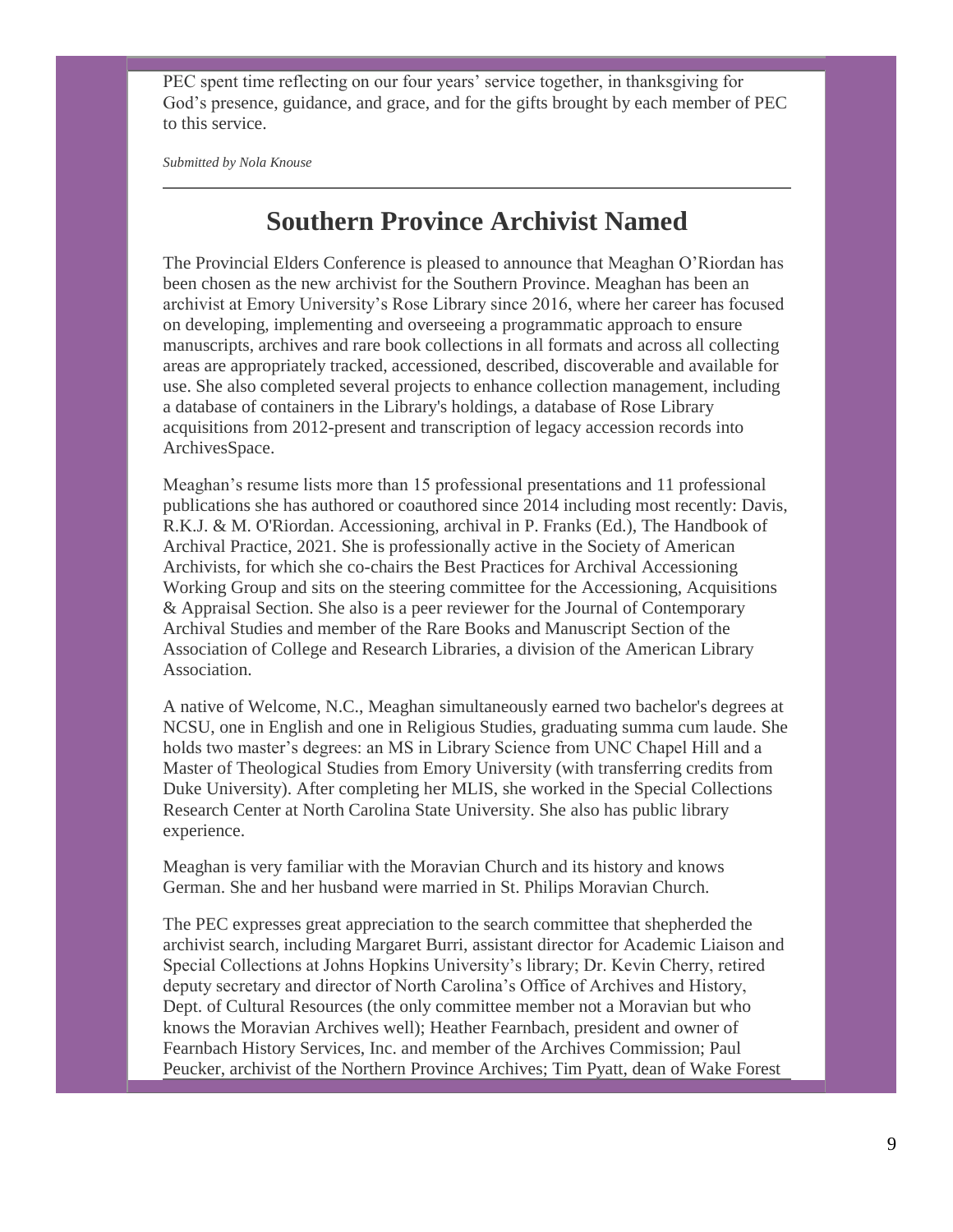PEC spent time reflecting on our four years' service together, in thanksgiving for God's presence, guidance, and grace, and for the gifts brought by each member of PEC to this service.

*Submitted by Nola Knouse*

---

## Southern Province Archivist Named

The Provincial Elders Conference is pleased to announce that Meaghan O'Riordan has been chosen as the new archivist for the Southern Province. Meaghan has been an archivist at Emory University's Rose Library since 2016, where her career has focused on developing, implementing and overseeing a programmatic approach to ensure manuscripts, archives and rare book collections in all formats and across all collecting areas are appropriately tracked, accessioned, described, discoverable and available for use. She also completed several projects to enhance collection management, including a database of containers in the Library's holdings, a database of Rose Library acquisitions from 2012-present and transcription of legacy accession records into ArchivesSpace.

Meaghan's resume lists more than 15 professional presentations and 11 professional publications she has authored or coauthored since 2014 including most recently: Davis, R.K.J. & M. O'Riordan. Accessioning, archival in P. Franks (Ed.), The Handbook of Archival Practice, 2021. She is professionally active in the Society of American Archivists, for which she co-chairs the Best Practices for Archival Accessioning Working Group and sits on the steering committee for the Accessioning, Acquisitions & Appraisal Section. She also is a peer reviewer for the Journal of Contemporary Archival Studies and member of the Rare Books and Manuscript Section of the Association of College and Research Libraries, a division of the American Library Association.

A native of Welcome, N.C., Meaghan simultaneously earned two bachelor's degrees at NCSU, one in English and one in Religious Studies, graduating summa cum laude. She holds two master's degrees: an MS in Library Science from UNC Chapel Hill and a Master of Theological Studies from Emory University (with transferring credits from Duke University). After completing her MLIS, she worked in the Special Collections Research Center at North Carolina State University. She also has public library experience.

Meaghan is very familiar with the Moravian Church and its history and knows German. She and her husband were married in St. Philips Moravian Church.

The PEC expresses great appreciation to the search committee that shepherded the archivist search, including Margaret Burri, assistant director for Academic Liaison and Special Collections at Johns Hopkins University's library; Dr. Kevin Cherry, retired deputy secretary and director of North Carolina's Office of Archives and History, Dept. of Cultural Resources (the only committee member not a Moravian but who knows the Moravian Archives well); Heather Fearnbach, president and owner of Fearnbach History Services, Inc. and member of the Archives Commission; Paul Peucker, archivist of the Northern Province Archives; Tim Pyatt, dean of Wake Forest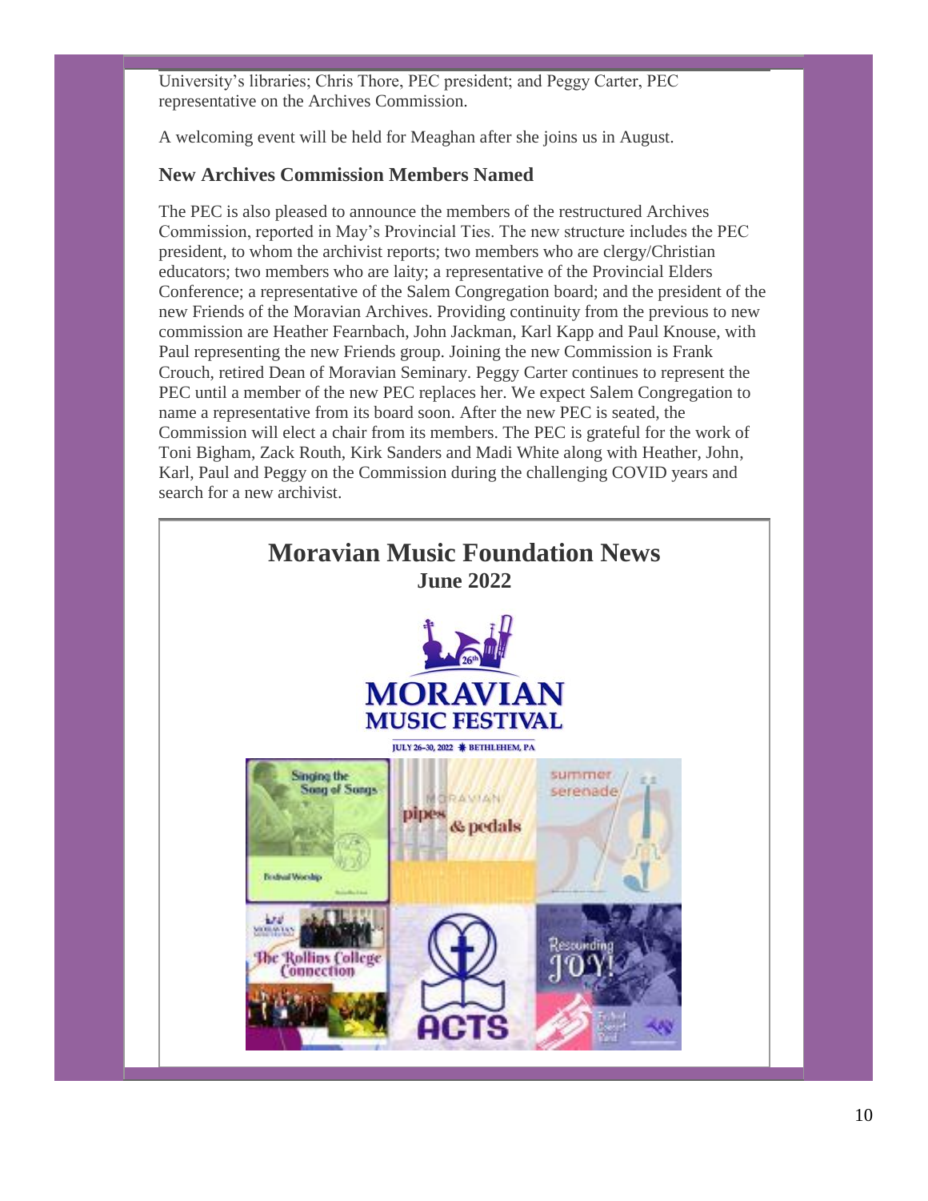University's libraries; Chris Thore, PEC president; and Peggy Carter, PEC representative on the Archives Commission.

A welcoming event will be held for Meaghan after she joins us in August.

### New Archives Commission Members Named

The PEC is also pleased to announce the members of the restructured Archives Commission, reported in May's Provincial Ties. The new structure includes the PEC president, to whom the archivist reports; two members who are clergy/Christian educators; two members who are laity; a representative of the Provincial Elders Conference; a representative of the Salem Congregation board; and the president of the new Friends of the Moravian Archives. Providing continuity from the previous to new commission are Heather Fearnbach, John Jackman, Karl Kapp and Paul Knouse, with Paul representing the new Friends group. Joining the new Commission is Frank Crouch, retired Dean of Moravian Seminary. Peggy Carter continues to represent the PEC until a member of the new PEC replaces her. We expect Salem Congregation to name a representative from its board soon. After the new PEC is seated, the Commission will elect a chair from its members. The PEC is grateful for the work of Toni Bigham, Zack Routh, Kirk Sanders and Madi White along with Heather, John, Karl, Paul and Peggy on the Commission during the challenging COVID years and search for a new archivist.

## Moravian Music Foundation News

**June 2022**

26th MORAVIAN MUSIC FESTIVAL

JULY 26–30, 2022 ✱ BETHLEHEM, PA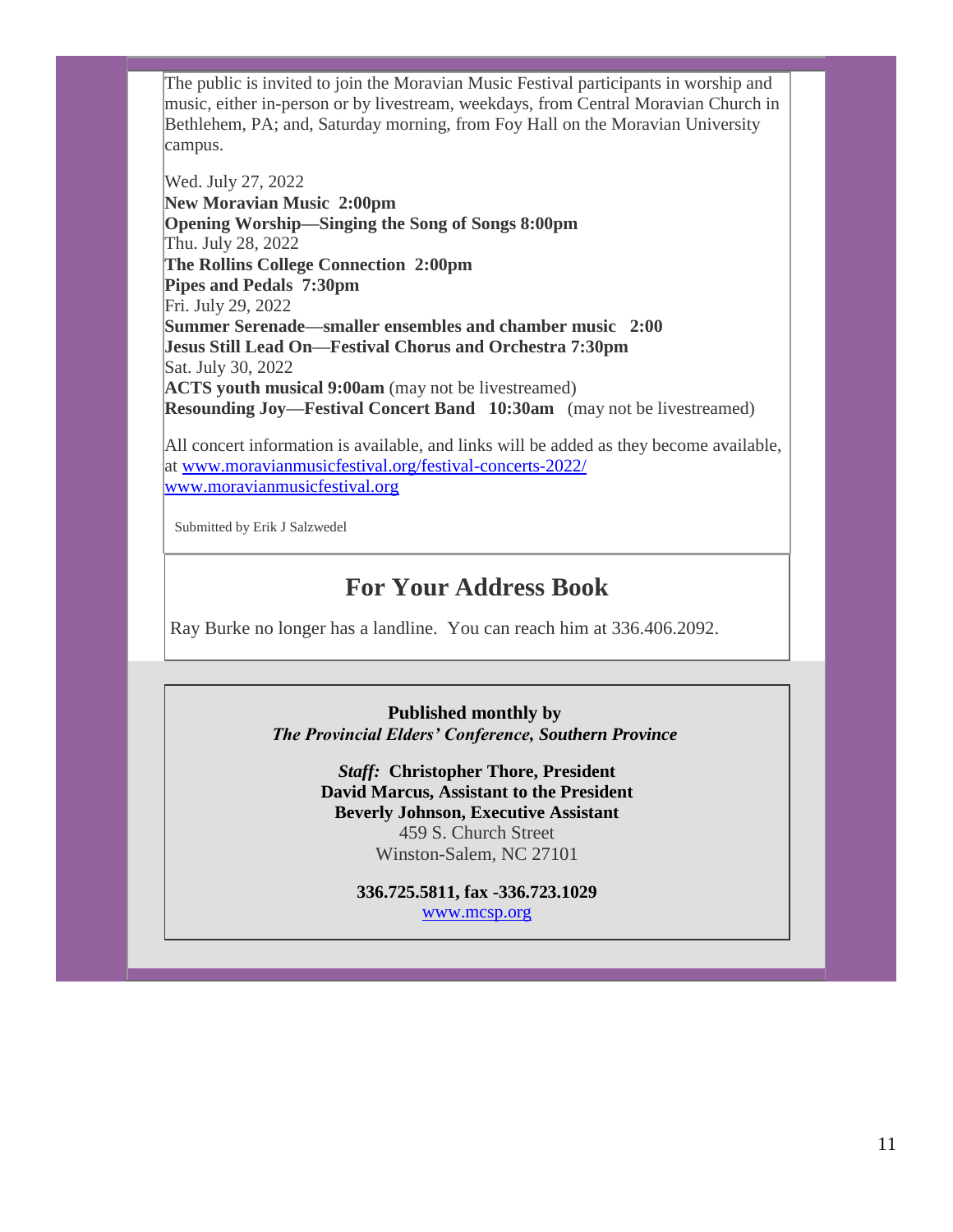The public is invited to join the Moravian Music Festival participants in worship and music, either in-person or by livestream, weekdays, from Central Moravian Church in Bethlehem, PA; and, Saturday morning, from Foy Hall on the Moravian University campus.

Wed. July 27, 2022
**New Moravian Music  2:00pm**
**Opening Worship—Singing the Song of Songs 8:00pm**
Thu. July 28, 2022
**The Rollins College Connection  2:00pm**
**Pipes and Pedals  7:30pm**
Fri. July 29, 2022
**Summer Serenade—smaller ensembles and chamber music   2:00**
**Jesus Still Lead On—Festival Chorus and Orchestra 7:30pm**
Sat. July 30, 2022
**ACTS youth musical 9:00am** (may not be livestreamed)
**Resounding Joy—Festival Concert Band   10:30am**   (may not be livestreamed)

All concert information is available, and links will be added as they become available, at www.moravianmusicfestival.org/festival-concerts-2022/
www.moravianmusicfestival.org

Submitted by Erik J Salzwedel

## For Your Address Book

Ray Burke no longer has a landline.  You can reach him at 336.406.2092.

**Published monthly by**
***The Provincial Elders' Conference, Southern Province***

***Staff:*** **Christopher Thore, President**
**David Marcus, Assistant to the President**
**Beverly Johnson, Executive Assistant**
459 S. Church Street
Winston-Salem, NC 27101

**336.725.5811, fax -336.723.1029**
www.mcsp.org